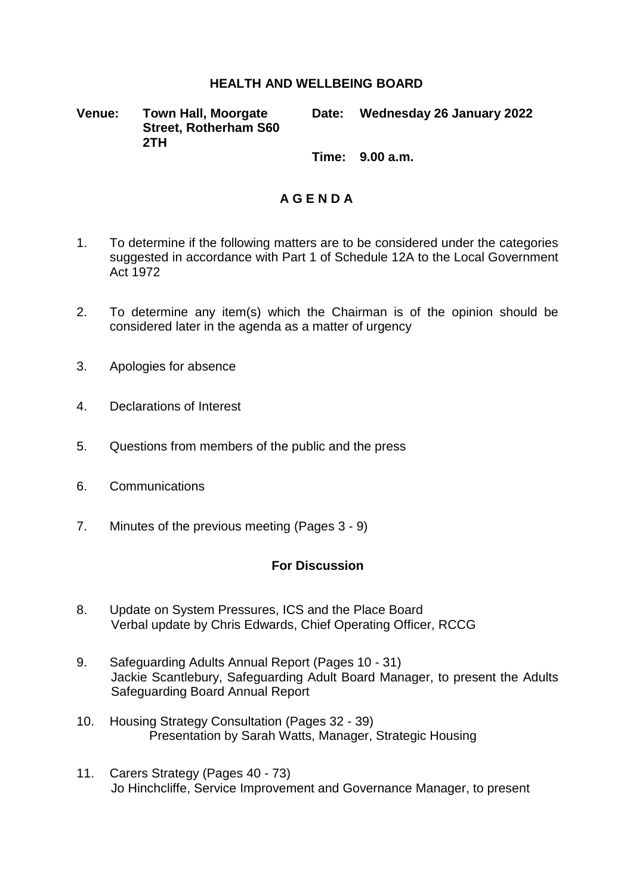# HEALTH AND WELLBEING BOARD

**Venue:** **Town Hall, Moorgate Street, Rotherham S60 2TH**

**Date:** **Wednesday 26 January 2022**

**Time:** **9.00 a.m.**

## A G E N D A

1. To determine if the following matters are to be considered under the categories suggested in accordance with Part 1 of Schedule 12A to the Local Government Act 1972

2. To determine any item(s) which the Chairman is of the opinion should be considered later in the agenda as a matter of urgency

3. Apologies for absence

4. Declarations of Interest

5. Questions from members of the public and the press

6. Communications

7. Minutes of the previous meeting (Pages 3 - 9)

### For Discussion

8. Update on System Pressures, ICS and the Place Board
   Verbal update by Chris Edwards, Chief Operating Officer, RCCG

9. Safeguarding Adults Annual Report (Pages 10 - 31)
   Jackie Scantlebury, Safeguarding Adult Board Manager, to present the Adults Safeguarding Board Annual Report

10. Housing Strategy Consultation (Pages 32 - 39)
    Presentation by Sarah Watts, Manager, Strategic Housing

11. Carers Strategy (Pages 40 - 73)
    Jo Hinchcliffe, Service Improvement and Governance Manager, to present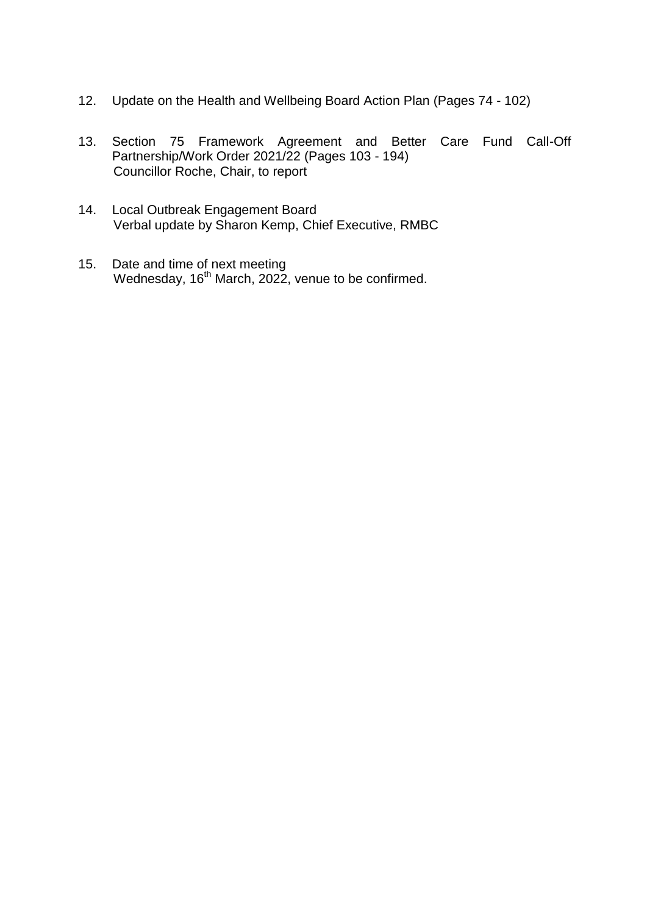12. Update on the Health and Wellbeing Board Action Plan (Pages 74 - 102)

13. Section 75 Framework Agreement and Better Care Fund Call-Off Partnership/Work Order 2021/22 (Pages 103 - 194)
    Councillor Roche, Chair, to report

14. Local Outbreak Engagement Board
    Verbal update by Sharon Kemp, Chief Executive, RMBC

15. Date and time of next meeting
    Wednesday, 16th March, 2022, venue to be confirmed.